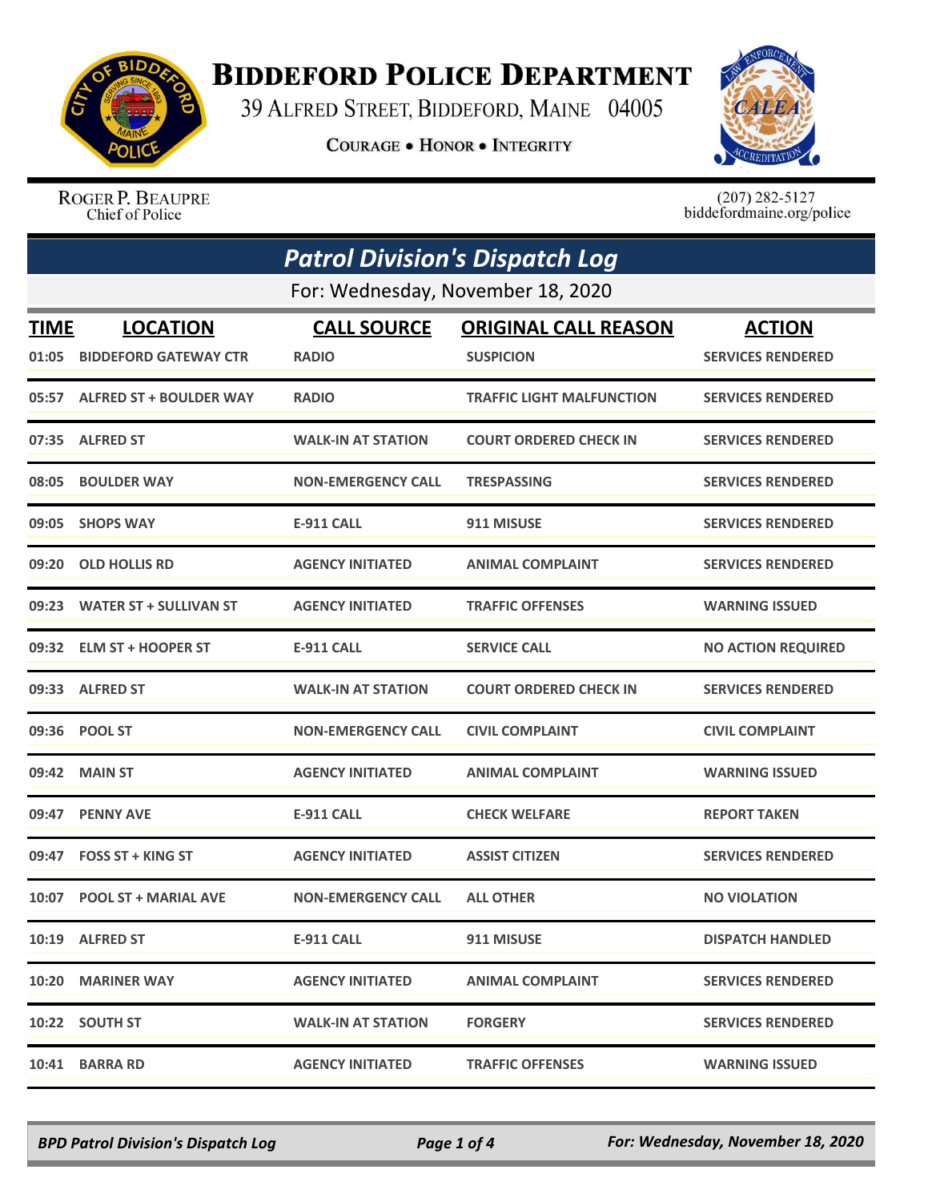# BIDDEFORD POLICE DEPARTMENT

39 ALFRED STREET, BIDDEFORD, MAINE 04005

COURAGE • HONOR • INTEGRITY

ROGER P. BEAUPRE
Chief of Police

(207) 282-5127
biddefordmaine.org/police

## *Patrol Division's Dispatch Log*

For: Wednesday, November 18, 2020

| TIME | LOCATION | CALL SOURCE | ORIGINAL CALL REASON | ACTION |
|---|---|---|---|---|
| 01:05 | BIDDEFORD GATEWAY CTR | RADIO | SUSPICION | SERVICES RENDERED |
| 05:57 | ALFRED ST + BOULDER WAY | RADIO | TRAFFIC LIGHT MALFUNCTION | SERVICES RENDERED |
| 07:35 | ALFRED ST | WALK-IN AT STATION | COURT ORDERED CHECK IN | SERVICES RENDERED |
| 08:05 | BOULDER WAY | NON-EMERGENCY CALL | TRESPASSING | SERVICES RENDERED |
| 09:05 | SHOPS WAY | E-911 CALL | 911 MISUSE | SERVICES RENDERED |
| 09:20 | OLD HOLLIS RD | AGENCY INITIATED | ANIMAL COMPLAINT | SERVICES RENDERED |
| 09:23 | WATER ST + SULLIVAN ST | AGENCY INITIATED | TRAFFIC OFFENSES | WARNING ISSUED |
| 09:32 | ELM ST + HOOPER ST | E-911 CALL | SERVICE CALL | NO ACTION REQUIRED |
| 09:33 | ALFRED ST | WALK-IN AT STATION | COURT ORDERED CHECK IN | SERVICES RENDERED |
| 09:36 | POOL ST | NON-EMERGENCY CALL | CIVIL COMPLAINT | CIVIL COMPLAINT |
| 09:42 | MAIN ST | AGENCY INITIATED | ANIMAL COMPLAINT | WARNING ISSUED |
| 09:47 | PENNY AVE | E-911 CALL | CHECK WELFARE | REPORT TAKEN |
| 09:47 | FOSS ST + KING ST | AGENCY INITIATED | ASSIST CITIZEN | SERVICES RENDERED |
| 10:07 | POOL ST + MARIAL AVE | NON-EMERGENCY CALL | ALL OTHER | NO VIOLATION |
| 10:19 | ALFRED ST | E-911 CALL | 911 MISUSE | DISPATCH HANDLED |
| 10:20 | MARINER WAY | AGENCY INITIATED | ANIMAL COMPLAINT | SERVICES RENDERED |
| 10:22 | SOUTH ST | WALK-IN AT STATION | FORGERY | SERVICES RENDERED |
| 10:41 | BARRA RD | AGENCY INITIATED | TRAFFIC OFFENSES | WARNING ISSUED |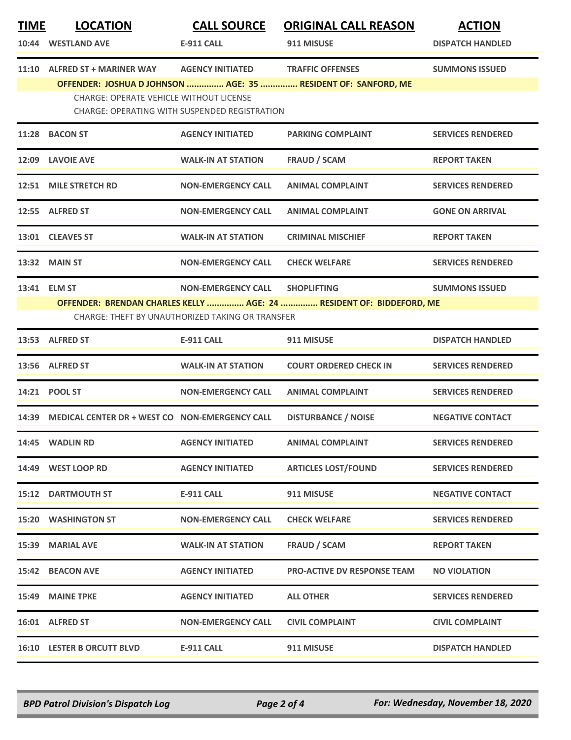| TIME | LOCATION | CALL SOURCE | ORIGINAL CALL REASON | ACTION |
|---|---|---|---|---|
| 10:44 | WESTLAND AVE | E-911 CALL | 911 MISUSE | DISPATCH HANDLED |
| 11:10 | ALFRED ST + MARINER WAY | AGENCY INITIATED | TRAFFIC OFFENSES | SUMMONS ISSUED |
| | OFFENDER: JOSHUA D JOHNSON ............... AGE: 35 ............... RESIDENT OF: SANFORD, ME | | | |
| | CHARGE: OPERATE VEHICLE WITHOUT LICENSE | | | |
| | CHARGE: OPERATING WITH SUSPENDED REGISTRATION | | | |
| 11:28 | BACON ST | AGENCY INITIATED | PARKING COMPLAINT | SERVICES RENDERED |
| 12:09 | LAVOIE AVE | WALK-IN AT STATION | FRAUD / SCAM | REPORT TAKEN |
| 12:51 | MILE STRETCH RD | NON-EMERGENCY CALL | ANIMAL COMPLAINT | SERVICES RENDERED |
| 12:55 | ALFRED ST | NON-EMERGENCY CALL | ANIMAL COMPLAINT | GONE ON ARRIVAL |
| 13:01 | CLEAVES ST | WALK-IN AT STATION | CRIMINAL MISCHIEF | REPORT TAKEN |
| 13:32 | MAIN ST | NON-EMERGENCY CALL | CHECK WELFARE | SERVICES RENDERED |
| 13:41 | ELM ST | NON-EMERGENCY CALL | SHOPLIFTING | SUMMONS ISSUED |
| | OFFENDER: BRENDAN CHARLES KELLY ............... AGE: 24 ............... RESIDENT OF: BIDDEFORD, ME | | | |
| | CHARGE: THEFT BY UNAUTHORIZED TAKING OR TRANSFER | | | |
| 13:53 | ALFRED ST | E-911 CALL | 911 MISUSE | DISPATCH HANDLED |
| 13:56 | ALFRED ST | WALK-IN AT STATION | COURT ORDERED CHECK IN | SERVICES RENDERED |
| 14:21 | POOL ST | NON-EMERGENCY CALL | ANIMAL COMPLAINT | SERVICES RENDERED |
| 14:39 | MEDICAL CENTER DR + WEST CO | NON-EMERGENCY CALL | DISTURBANCE / NOISE | NEGATIVE CONTACT |
| 14:45 | WADLIN RD | AGENCY INITIATED | ANIMAL COMPLAINT | SERVICES RENDERED |
| 14:49 | WEST LOOP RD | AGENCY INITIATED | ARTICLES LOST/FOUND | SERVICES RENDERED |
| 15:12 | DARTMOUTH ST | E-911 CALL | 911 MISUSE | NEGATIVE CONTACT |
| 15:20 | WASHINGTON ST | NON-EMERGENCY CALL | CHECK WELFARE | SERVICES RENDERED |
| 15:39 | MARIAL AVE | WALK-IN AT STATION | FRAUD / SCAM | REPORT TAKEN |
| 15:42 | BEACON AVE | AGENCY INITIATED | PRO-ACTIVE DV RESPONSE TEAM | NO VIOLATION |
| 15:49 | MAINE TPKE | AGENCY INITIATED | ALL OTHER | SERVICES RENDERED |
| 16:01 | ALFRED ST | NON-EMERGENCY CALL | CIVIL COMPLAINT | CIVIL COMPLAINT |
| 16:10 | LESTER B ORCUTT BLVD | E-911 CALL | 911 MISUSE | DISPATCH HANDLED |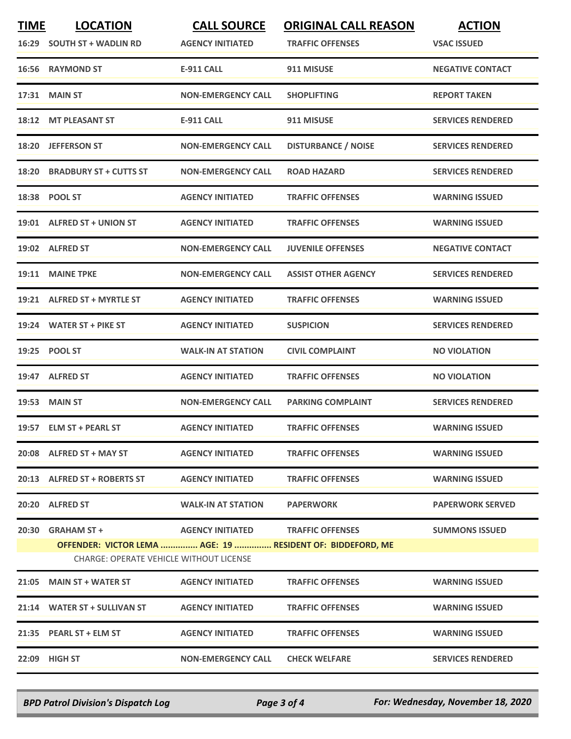| TIME | LOCATION | CALL SOURCE | ORIGINAL CALL REASON | ACTION |
|---|---|---|---|---|
| 16:29 | SOUTH ST + WADLIN RD | AGENCY INITIATED | TRAFFIC OFFENSES | VSAC ISSUED |
| 16:56 | RAYMOND ST | E-911 CALL | 911 MISUSE | NEGATIVE CONTACT |
| 17:31 | MAIN ST | NON-EMERGENCY CALL | SHOPLIFTING | REPORT TAKEN |
| 18:12 | MT PLEASANT ST | E-911 CALL | 911 MISUSE | SERVICES RENDERED |
| 18:20 | JEFFERSON ST | NON-EMERGENCY CALL | DISTURBANCE / NOISE | SERVICES RENDERED |
| 18:20 | BRADBURY ST + CUTTS ST | NON-EMERGENCY CALL | ROAD HAZARD | SERVICES RENDERED |
| 18:38 | POOL ST | AGENCY INITIATED | TRAFFIC OFFENSES | WARNING ISSUED |
| 19:01 | ALFRED ST + UNION ST | AGENCY INITIATED | TRAFFIC OFFENSES | WARNING ISSUED |
| 19:02 | ALFRED ST | NON-EMERGENCY CALL | JUVENILE OFFENSES | NEGATIVE CONTACT |
| 19:11 | MAINE TPKE | NON-EMERGENCY CALL | ASSIST OTHER AGENCY | SERVICES RENDERED |
| 19:21 | ALFRED ST + MYRTLE ST | AGENCY INITIATED | TRAFFIC OFFENSES | WARNING ISSUED |
| 19:24 | WATER ST + PIKE ST | AGENCY INITIATED | SUSPICION | SERVICES RENDERED |
| 19:25 | POOL ST | WALK-IN AT STATION | CIVIL COMPLAINT | NO VIOLATION |
| 19:47 | ALFRED ST | AGENCY INITIATED | TRAFFIC OFFENSES | NO VIOLATION |
| 19:53 | MAIN ST | NON-EMERGENCY CALL | PARKING COMPLAINT | SERVICES RENDERED |
| 19:57 | ELM ST + PEARL ST | AGENCY INITIATED | TRAFFIC OFFENSES | WARNING ISSUED |
| 20:08 | ALFRED ST + MAY ST | AGENCY INITIATED | TRAFFIC OFFENSES | WARNING ISSUED |
| 20:13 | ALFRED ST + ROBERTS ST | AGENCY INITIATED | TRAFFIC OFFENSES | WARNING ISSUED |
| 20:20 | ALFRED ST | WALK-IN AT STATION | PAPERWORK | PAPERWORK SERVED |
| 20:30 | GRAHAM ST + | AGENCY INITIATED | TRAFFIC OFFENSES | SUMMONS ISSUED |
| | OFFENDER: VICTOR LEMA ............... AGE: 19 ............... RESIDENT OF: BIDDEFORD, ME<br>CHARGE: OPERATE VEHICLE WITHOUT LICENSE | | | |
| 21:05 | MAIN ST + WATER ST | AGENCY INITIATED | TRAFFIC OFFENSES | WARNING ISSUED |
| 21:14 | WATER ST + SULLIVAN ST | AGENCY INITIATED | TRAFFIC OFFENSES | WARNING ISSUED |
| 21:35 | PEARL ST + ELM ST | AGENCY INITIATED | TRAFFIC OFFENSES | WARNING ISSUED |
| 22:09 | HIGH ST | NON-EMERGENCY CALL | CHECK WELFARE | SERVICES RENDERED |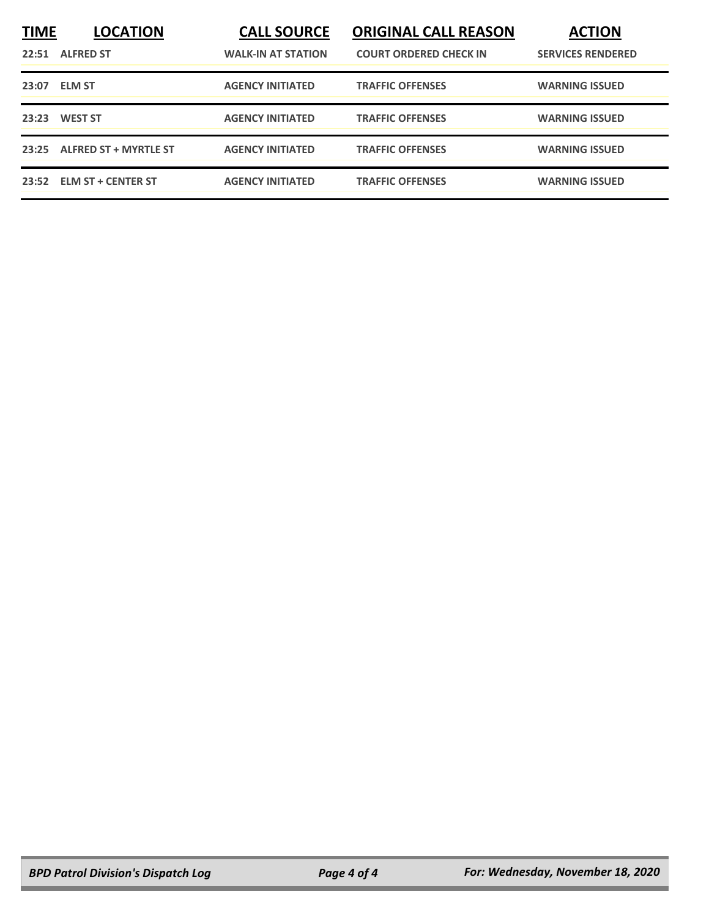| TIME | LOCATION | CALL SOURCE | ORIGINAL CALL REASON | ACTION |
|---|---|---|---|---|
| 22:51 | ALFRED ST | WALK-IN AT STATION | COURT ORDERED CHECK IN | SERVICES RENDERED |
| 23:07 | ELM ST | AGENCY INITIATED | TRAFFIC OFFENSES | WARNING ISSUED |
| 23:23 | WEST ST | AGENCY INITIATED | TRAFFIC OFFENSES | WARNING ISSUED |
| 23:25 | ALFRED ST + MYRTLE ST | AGENCY INITIATED | TRAFFIC OFFENSES | WARNING ISSUED |
| 23:52 | ELM ST + CENTER ST | AGENCY INITIATED | TRAFFIC OFFENSES | WARNING ISSUED |